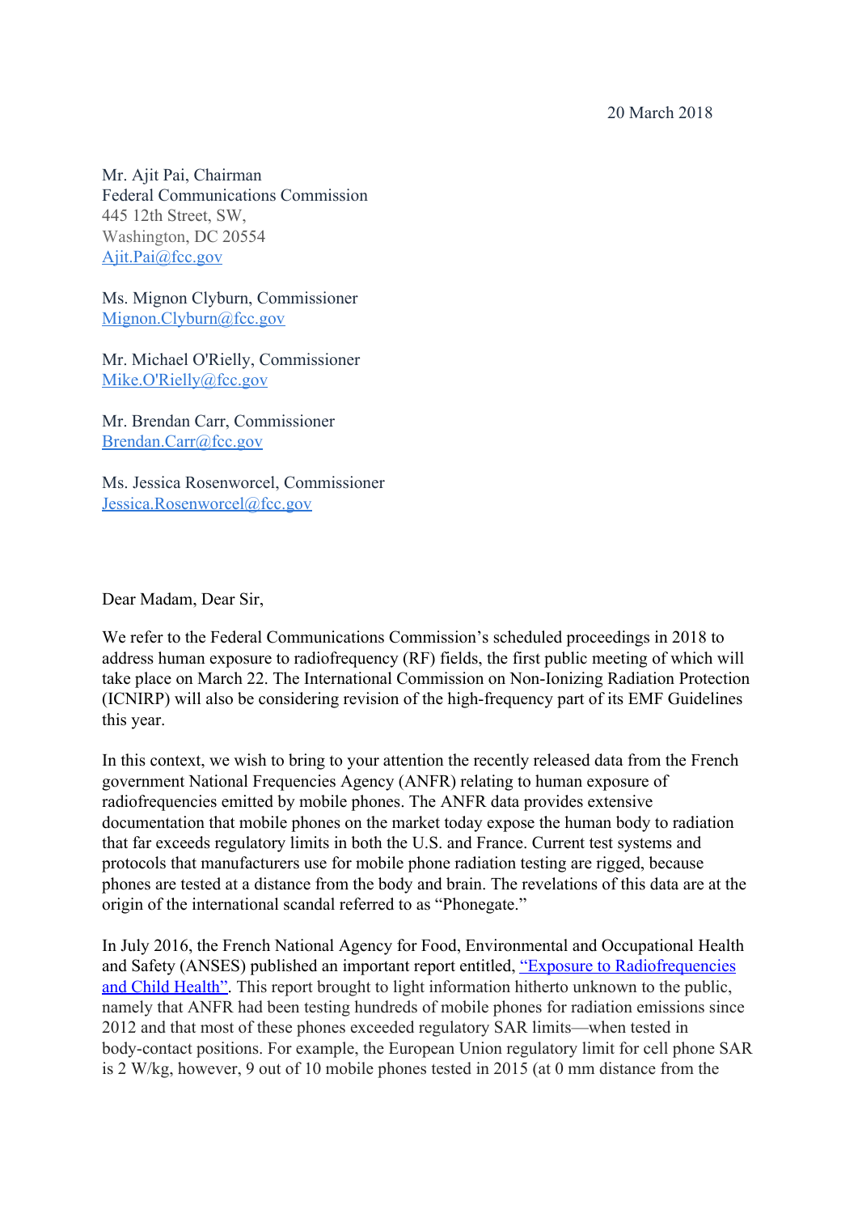20 March 2018

Mr. Ajit Pai, Chairman
Federal Communications Commission
445 12th Street, SW,
Washington, DC 20554
Ajit.Pai@fcc.gov

Ms. Mignon Clyburn, Commissioner
Mignon.Clyburn@fcc.gov

Mr. Michael O'Rielly, Commissioner
Mike.O'Rielly@fcc.gov

Mr. Brendan Carr, Commissioner
Brendan.Carr@fcc.gov

Ms. Jessica Rosenworcel, Commissioner
Jessica.Rosenworcel@fcc.gov

Dear Madam, Dear Sir,

We refer to the Federal Communications Commission's scheduled proceedings in 2018 to address human exposure to radiofrequency (RF) fields, the first public meeting of which will take place on March 22. The International Commission on Non-Ionizing Radiation Protection (ICNIRP) will also be considering revision of the high-frequency part of its EMF Guidelines this year.

In this context, we wish to bring to your attention the recently released data from the French government National Frequencies Agency (ANFR) relating to human exposure of radiofrequencies emitted by mobile phones. The ANFR data provides extensive documentation that mobile phones on the market today expose the human body to radiation that far exceeds regulatory limits in both the U.S. and France. Current test systems and protocols that manufacturers use for mobile phone radiation testing are rigged, because phones are tested at a distance from the body and brain. The revelations of this data are at the origin of the international scandal referred to as "Phonegate."

In July 2016, the French National Agency for Food, Environmental and Occupational Health and Safety (ANSES) published an important report entitled, "Exposure to Radiofrequencies and Child Health". This report brought to light information hitherto unknown to the public, namely that ANFR had been testing hundreds of mobile phones for radiation emissions since 2012 and that most of these phones exceeded regulatory SAR limits—when tested in body-contact positions. For example, the European Union regulatory limit for cell phone SAR is 2 W/kg, however, 9 out of 10 mobile phones tested in 2015 (at 0 mm distance from the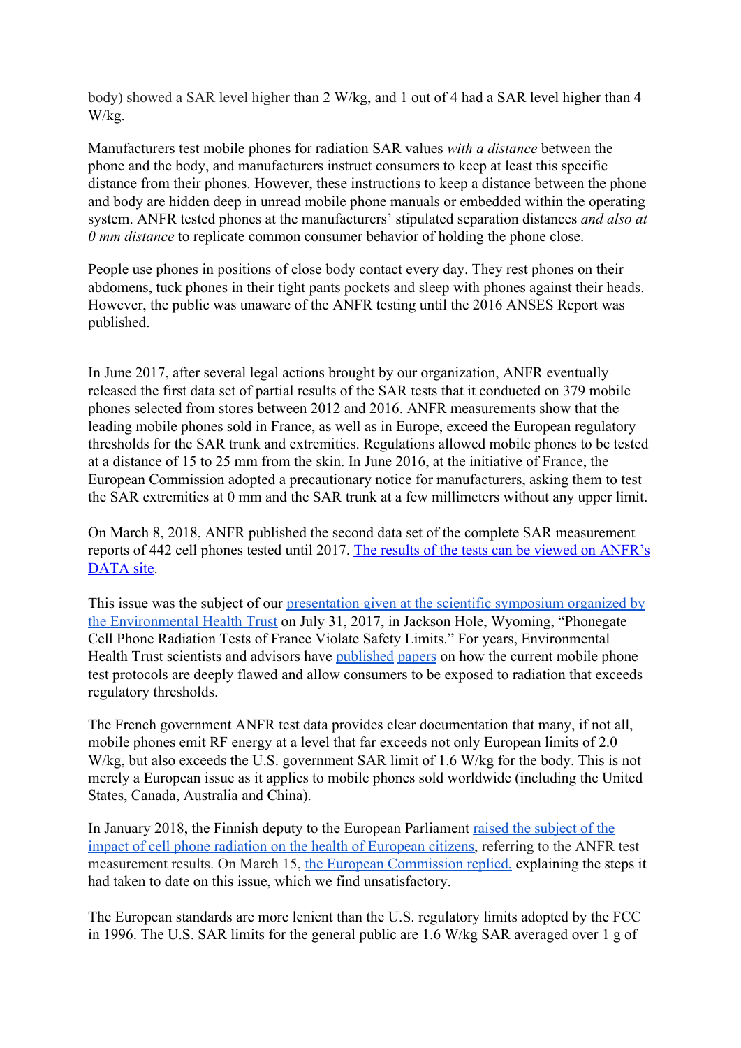body) showed a SAR level higher than 2 W/kg, and 1 out of 4 had a SAR level higher than 4 W/kg.

Manufacturers test mobile phones for radiation SAR values *with a distance* between the phone and the body, and manufacturers instruct consumers to keep at least this specific distance from their phones. However, these instructions to keep a distance between the phone and body are hidden deep in unread mobile phone manuals or embedded within the operating system. ANFR tested phones at the manufacturers' stipulated separation distances *and also at 0 mm distance* to replicate common consumer behavior of holding the phone close.

People use phones in positions of close body contact every day. They rest phones on their abdomens, tuck phones in their tight pants pockets and sleep with phones against their heads. However, the public was unaware of the ANFR testing until the 2016 ANSES Report was published.

In June 2017, after several legal actions brought by our organization, ANFR eventually released the first data set of partial results of the SAR tests that it conducted on 379 mobile phones selected from stores between 2012 and 2016. ANFR measurements show that the leading mobile phones sold in France, as well as in Europe, exceed the European regulatory thresholds for the SAR trunk and extremities. Regulations allowed mobile phones to be tested at a distance of 15 to 25 mm from the skin. In June 2016, at the initiative of France, the European Commission adopted a precautionary notice for manufacturers, asking them to test the SAR extremities at 0 mm and the SAR trunk at a few millimeters without any upper limit.

On March 8, 2018, ANFR published the second data set of the complete SAR measurement reports of 442 cell phones tested until 2017. The results of the tests can be viewed on ANFR's DATA site.

This issue was the subject of our presentation given at the scientific symposium organized by the Environmental Health Trust on July 31, 2017, in Jackson Hole, Wyoming, "Phonegate Cell Phone Radiation Tests of France Violate Safety Limits." For years, Environmental Health Trust scientists and advisors have published papers on how the current mobile phone test protocols are deeply flawed and allow consumers to be exposed to radiation that exceeds regulatory thresholds.

The French government ANFR test data provides clear documentation that many, if not all, mobile phones emit RF energy at a level that far exceeds not only European limits of 2.0 W/kg, but also exceeds the U.S. government SAR limit of 1.6 W/kg for the body. This is not merely a European issue as it applies to mobile phones sold worldwide (including the United States, Canada, Australia and China).

In January 2018, the Finnish deputy to the European Parliament raised the subject of the impact of cell phone radiation on the health of European citizens, referring to the ANFR test measurement results. On March 15, the European Commission replied, explaining the steps it had taken to date on this issue, which we find unsatisfactory.

The European standards are more lenient than the U.S. regulatory limits adopted by the FCC in 1996. The U.S. SAR limits for the general public are 1.6 W/kg SAR averaged over 1 g of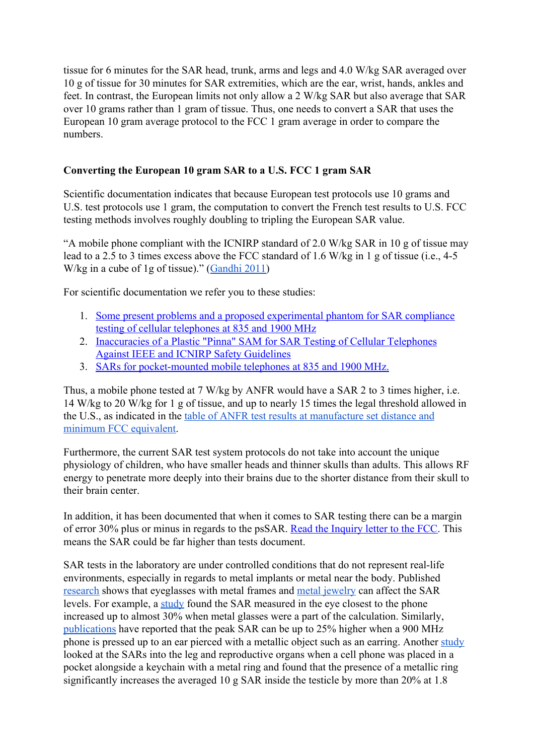tissue for 6 minutes for the SAR head, trunk, arms and legs and 4.0 W/kg SAR averaged over 10 g of tissue for 30 minutes for SAR extremities, which are the ear, wrist, hands, ankles and feet. In contrast, the European limits not only allow a 2 W/kg SAR but also average that SAR over 10 grams rather than 1 gram of tissue. Thus, one needs to convert a SAR that uses the European 10 gram average protocol to the FCC 1 gram average in order to compare the numbers.

**Converting the European 10 gram SAR to a U.S. FCC 1 gram SAR**

Scientific documentation indicates that because European test protocols use 10 grams and U.S. test protocols use 1 gram, the computation to convert the French test results to U.S. FCC testing methods involves roughly doubling to tripling the European SAR value.

"A mobile phone compliant with the ICNIRP standard of 2.0 W/kg SAR in 10 g of tissue may lead to a 2.5 to 3 times excess above the FCC standard of 1.6 W/kg in 1 g of tissue (i.e., 4-5 W/kg in a cube of 1g of tissue)." (Gandhi 2011)

For scientific documentation we refer you to these studies:

1. Some present problems and a proposed experimental phantom for SAR compliance testing of cellular telephones at 835 and 1900 MHz
2. Inaccuracies of a Plastic "Pinna" SAM for SAR Testing of Cellular Telephones Against IEEE and ICNIRP Safety Guidelines
3. SARs for pocket-mounted mobile telephones at 835 and 1900 MHz.

Thus, a mobile phone tested at 7 W/kg by ANFR would have a SAR 2 to 3 times higher, i.e. 14 W/kg to 20 W/kg for 1 g of tissue, and up to nearly 15 times the legal threshold allowed in the U.S., as indicated in the table of ANFR test results at manufacture set distance and minimum FCC equivalent.

Furthermore, the current SAR test system protocols do not take into account the unique physiology of children, who have smaller heads and thinner skulls than adults. This allows RF energy to penetrate more deeply into their brains due to the shorter distance from their skull to their brain center.

In addition, it has been documented that when it comes to SAR testing there can be a margin of error 30% plus or minus in regards to the psSAR. Read the Inquiry letter to the FCC. This means the SAR could be far higher than tests document.

SAR tests in the laboratory are under controlled conditions that do not represent real-life environments, especially in regards to metal implants or metal near the body. Published research shows that eyeglasses with metal frames and metal jewelry can affect the SAR levels. For example, a study found the SAR measured in the eye closest to the phone increased up to almost 30% when metal glasses were a part of the calculation. Similarly, publications have reported that the peak SAR can be up to 25% higher when a 900 MHz phone is pressed up to an ear pierced with a metallic object such as an earring. Another study looked at the SARs into the leg and reproductive organs when a cell phone was placed in a pocket alongside a keychain with a metal ring and found that the presence of a metallic ring significantly increases the averaged 10 g SAR inside the testicle by more than 20% at 1.8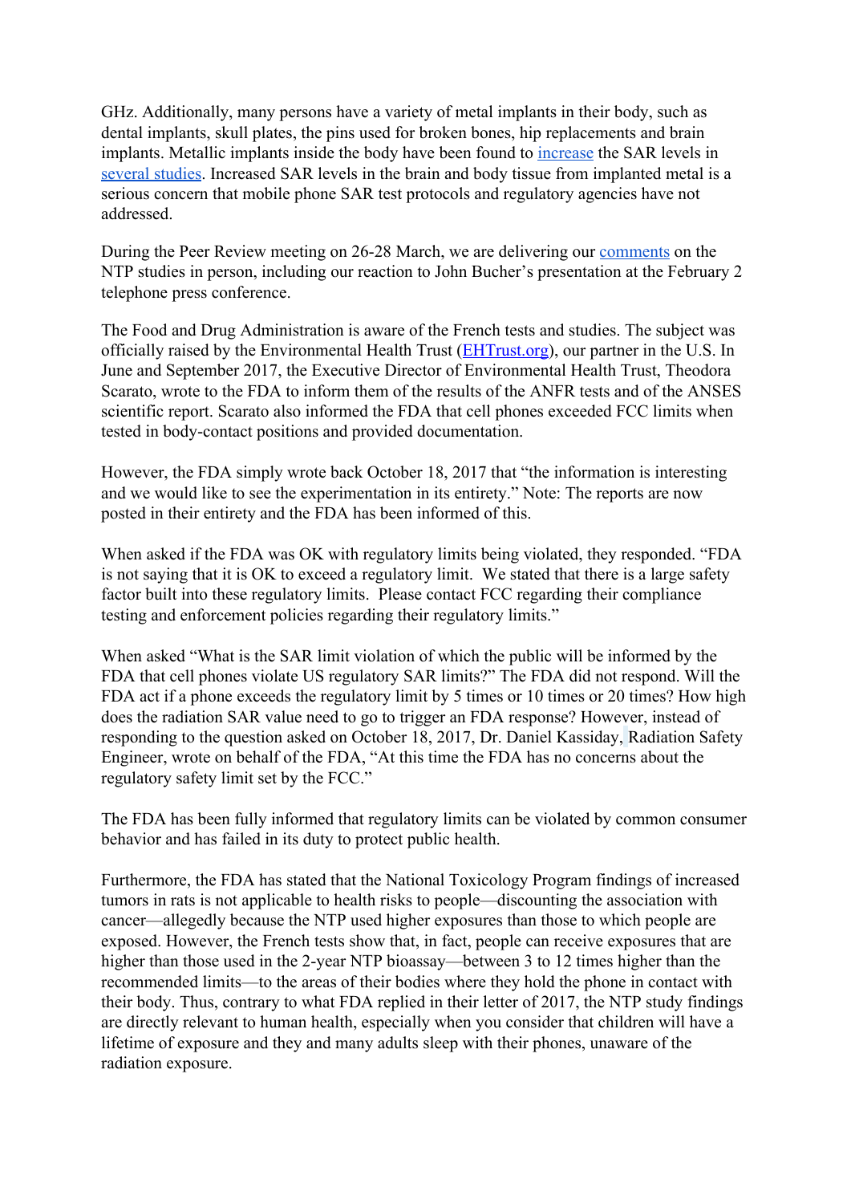GHz. Additionally, many persons have a variety of metal implants in their body, such as dental implants, skull plates, the pins used for broken bones, hip replacements and brain implants. Metallic implants inside the body have been found to increase the SAR levels in several studies. Increased SAR levels in the brain and body tissue from implanted metal is a serious concern that mobile phone SAR test protocols and regulatory agencies have not addressed.

During the Peer Review meeting on 26-28 March, we are delivering our comments on the NTP studies in person, including our reaction to John Bucher's presentation at the February 2 telephone press conference.

The Food and Drug Administration is aware of the French tests and studies. The subject was officially raised by the Environmental Health Trust (EHTrust.org), our partner in the U.S. In June and September 2017, the Executive Director of Environmental Health Trust, Theodora Scarato, wrote to the FDA to inform them of the results of the ANFR tests and of the ANSES scientific report. Scarato also informed the FDA that cell phones exceeded FCC limits when tested in body-contact positions and provided documentation.

However, the FDA simply wrote back October 18, 2017 that "the information is interesting and we would like to see the experimentation in its entirety." Note: The reports are now posted in their entirety and the FDA has been informed of this.

When asked if the FDA was OK with regulatory limits being violated, they responded. "FDA is not saying that it is OK to exceed a regulatory limit. We stated that there is a large safety factor built into these regulatory limits. Please contact FCC regarding their compliance testing and enforcement policies regarding their regulatory limits."

When asked "What is the SAR limit violation of which the public will be informed by the FDA that cell phones violate US regulatory SAR limits?" The FDA did not respond. Will the FDA act if a phone exceeds the regulatory limit by 5 times or 10 times or 20 times? How high does the radiation SAR value need to go to trigger an FDA response? However, instead of responding to the question asked on October 18, 2017, Dr. Daniel Kassiday, Radiation Safety Engineer, wrote on behalf of the FDA, "At this time the FDA has no concerns about the regulatory safety limit set by the FCC."

The FDA has been fully informed that regulatory limits can be violated by common consumer behavior and has failed in its duty to protect public health.

Furthermore, the FDA has stated that the National Toxicology Program findings of increased tumors in rats is not applicable to health risks to people—discounting the association with cancer—allegedly because the NTP used higher exposures than those to which people are exposed. However, the French tests show that, in fact, people can receive exposures that are higher than those used in the 2-year NTP bioassay—between 3 to 12 times higher than the recommended limits—to the areas of their bodies where they hold the phone in contact with their body. Thus, contrary to what FDA replied in their letter of 2017, the NTP study findings are directly relevant to human health, especially when you consider that children will have a lifetime of exposure and they and many adults sleep with their phones, unaware of the radiation exposure.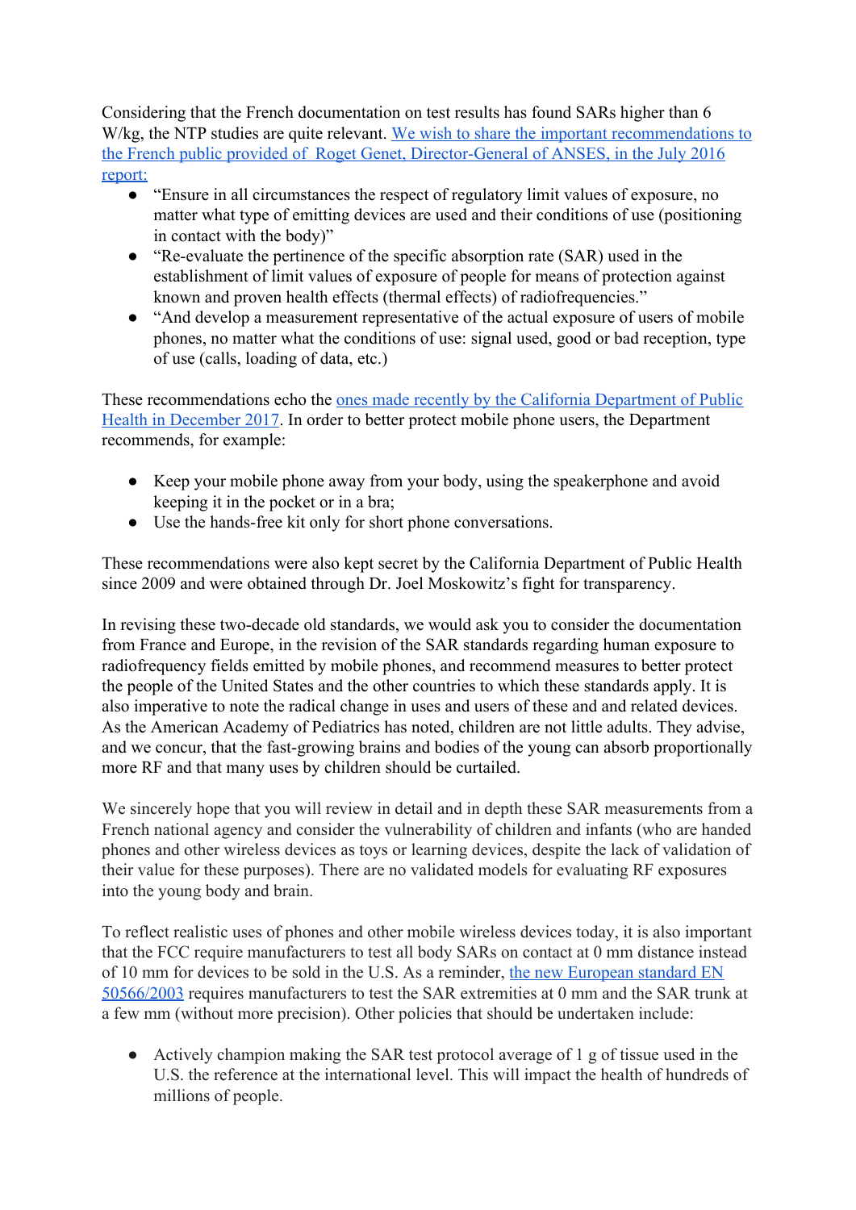Considering that the French documentation on test results has found SARs higher than 6 W/kg, the NTP studies are quite relevant. We wish to share the important recommendations to the French public provided of  Roget Genet, Director-General of ANSES, in the July 2016 report:

- "Ensure in all circumstances the respect of regulatory limit values of exposure, no matter what type of emitting devices are used and their conditions of use (positioning in contact with the body)"
- "Re-evaluate the pertinence of the specific absorption rate (SAR) used in the establishment of limit values of exposure of people for means of protection against known and proven health effects (thermal effects) of radiofrequencies."
- "And develop a measurement representative of the actual exposure of users of mobile phones, no matter what the conditions of use: signal used, good or bad reception, type of use (calls, loading of data, etc.)

These recommendations echo the ones made recently by the California Department of Public Health in December 2017. In order to better protect mobile phone users, the Department recommends, for example:

- Keep your mobile phone away from your body, using the speakerphone and avoid keeping it in the pocket or in a bra;
- Use the hands-free kit only for short phone conversations.

These recommendations were also kept secret by the California Department of Public Health since 2009 and were obtained through Dr. Joel Moskowitz's fight for transparency.

In revising these two-decade old standards, we would ask you to consider the documentation from France and Europe, in the revision of the SAR standards regarding human exposure to radiofrequency fields emitted by mobile phones, and recommend measures to better protect the people of the United States and the other countries to which these standards apply. It is also imperative to note the radical change in uses and users of these and and related devices. As the American Academy of Pediatrics has noted, children are not little adults. They advise, and we concur, that the fast-growing brains and bodies of the young can absorb proportionally more RF and that many uses by children should be curtailed.

We sincerely hope that you will review in detail and in depth these SAR measurements from a French national agency and consider the vulnerability of children and infants (who are handed phones and other wireless devices as toys or learning devices, despite the lack of validation of their value for these purposes). There are no validated models for evaluating RF exposures into the young body and brain.

To reflect realistic uses of phones and other mobile wireless devices today, it is also important that the FCC require manufacturers to test all body SARs on contact at 0 mm distance instead of 10 mm for devices to be sold in the U.S. As a reminder, the new European standard EN 50566/2003 requires manufacturers to test the SAR extremities at 0 mm and the SAR trunk at a few mm (without more precision). Other policies that should be undertaken include:

- Actively champion making the SAR test protocol average of 1 g of tissue used in the U.S. the reference at the international level. This will impact the health of hundreds of millions of people.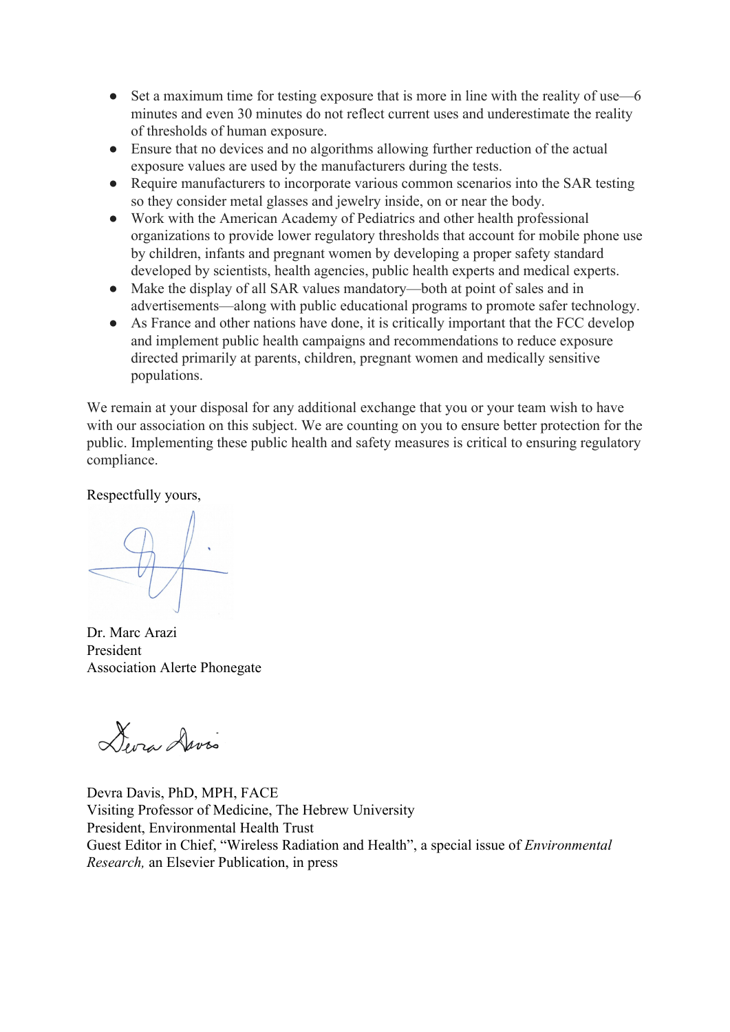- Set a maximum time for testing exposure that is more in line with the reality of use—6 minutes and even 30 minutes do not reflect current uses and underestimate the reality of thresholds of human exposure.
- Ensure that no devices and no algorithms allowing further reduction of the actual exposure values are used by the manufacturers during the tests.
- Require manufacturers to incorporate various common scenarios into the SAR testing so they consider metal glasses and jewelry inside, on or near the body.
- Work with the American Academy of Pediatrics and other health professional organizations to provide lower regulatory thresholds that account for mobile phone use by children, infants and pregnant women by developing a proper safety standard developed by scientists, health agencies, public health experts and medical experts.
- Make the display of all SAR values mandatory—both at point of sales and in advertisements—along with public educational programs to promote safer technology.
- As France and other nations have done, it is critically important that the FCC develop and implement public health campaigns and recommendations to reduce exposure directed primarily at parents, children, pregnant women and medically sensitive populations.

We remain at your disposal for any additional exchange that you or your team wish to have with our association on this subject. We are counting on you to ensure better protection for the public. Implementing these public health and safety measures is critical to ensuring regulatory compliance.

Respectfully yours,

Dr. Marc Arazi
President
Association Alerte Phonegate

Devra Davis, PhD, MPH, FACE
Visiting Professor of Medicine, The Hebrew University
President, Environmental Health Trust
Guest Editor in Chief, "Wireless Radiation and Health", a special issue of *Environmental Research,* an Elsevier Publication, in press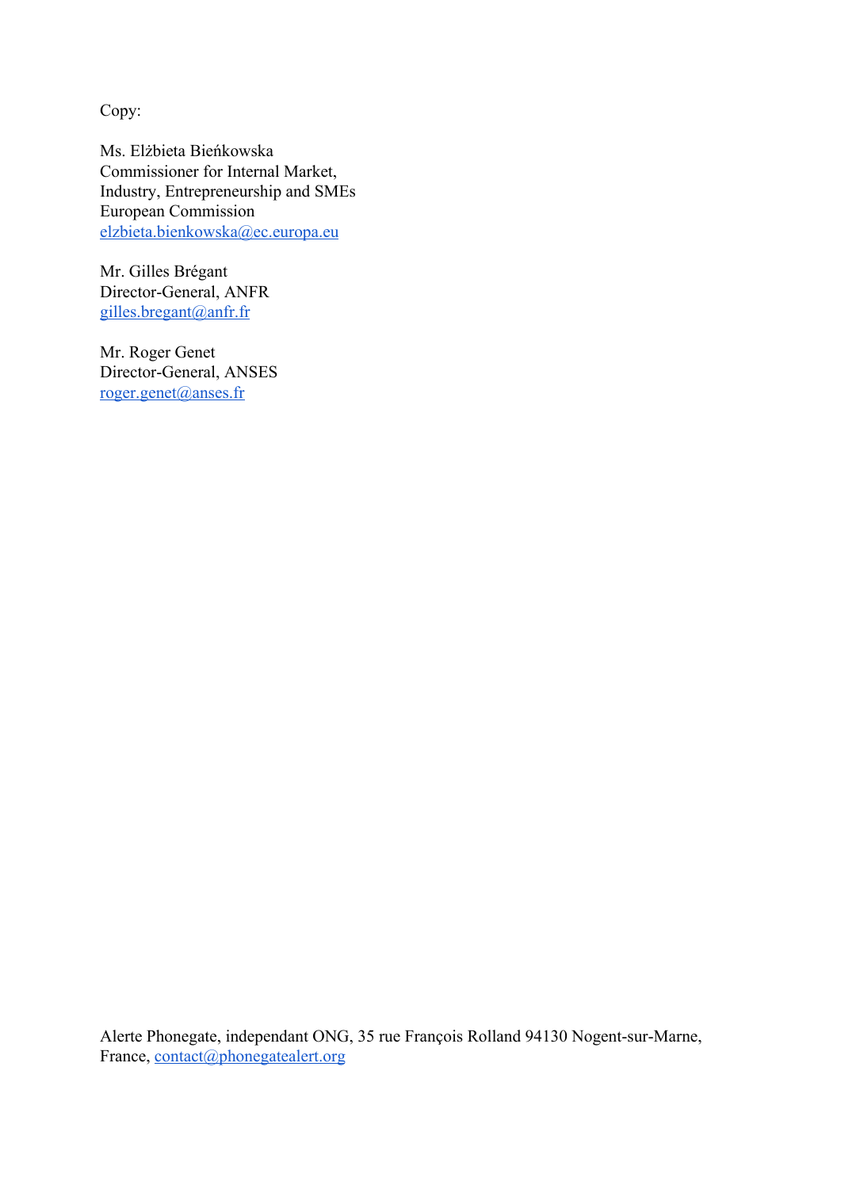Copy:

Ms. Elżbieta Bieńkowska
Commissioner for Internal Market,
Industry, Entrepreneurship and SMEs
European Commission
elzbieta.bienkowska@ec.europa.eu

Mr. Gilles Brégant
Director-General, ANFR
gilles.bregant@anfr.fr

Mr. Roger Genet
Director-General, ANSES
roger.genet@anses.fr

Alerte Phonegate, independant ONG, 35 rue François Rolland 94130 Nogent-sur-Marne, France, contact@phonegatealert.org